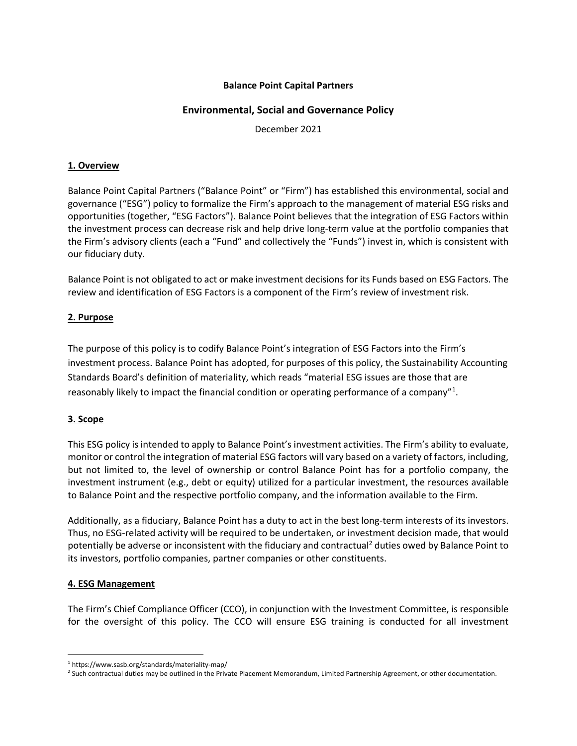**Balance Point Capital Partners**

# Environmental, Social and Governance Policy

December 2021

## 1. Overview

Balance Point Capital Partners ("Balance Point" or "Firm") has established this environmental, social and governance ("ESG") policy to formalize the Firm's approach to the management of material ESG risks and opportunities (together, "ESG Factors"). Balance Point believes that the integration of ESG Factors within the investment process can decrease risk and help drive long-term value at the portfolio companies that the Firm's advisory clients (each a "Fund" and collectively the "Funds") invest in, which is consistent with our fiduciary duty.

Balance Point is not obligated to act or make investment decisions for its Funds based on ESG Factors. The review and identification of ESG Factors is a component of the Firm's review of investment risk.

## 2. Purpose

The purpose of this policy is to codify Balance Point's integration of ESG Factors into the Firm's investment process. Balance Point has adopted, for purposes of this policy, the Sustainability Accounting Standards Board's definition of materiality, which reads "material ESG issues are those that are reasonably likely to impact the financial condition or operating performance of a company"[1].

## 3. Scope

This ESG policy is intended to apply to Balance Point's investment activities. The Firm's ability to evaluate, monitor or control the integration of material ESG factors will vary based on a variety of factors, including, but not limited to, the level of ownership or control Balance Point has for a portfolio company, the investment instrument (e.g., debt or equity) utilized for a particular investment, the resources available to Balance Point and the respective portfolio company, and the information available to the Firm.

Additionally, as a fiduciary, Balance Point has a duty to act in the best long-term interests of its investors. Thus, no ESG-related activity will be required to be undertaken, or investment decision made, that would potentially be adverse or inconsistent with the fiduciary and contractual[2] duties owed by Balance Point to its investors, portfolio companies, partner companies or other constituents.

## 4. ESG Management

The Firm's Chief Compliance Officer (CCO), in conjunction with the Investment Committee, is responsible for the oversight of this policy. The CCO will ensure ESG training is conducted for all investment

---

[1] https://www.sasb.org/standards/materiality-map/

[2] Such contractual duties may be outlined in the Private Placement Memorandum, Limited Partnership Agreement, or other documentation.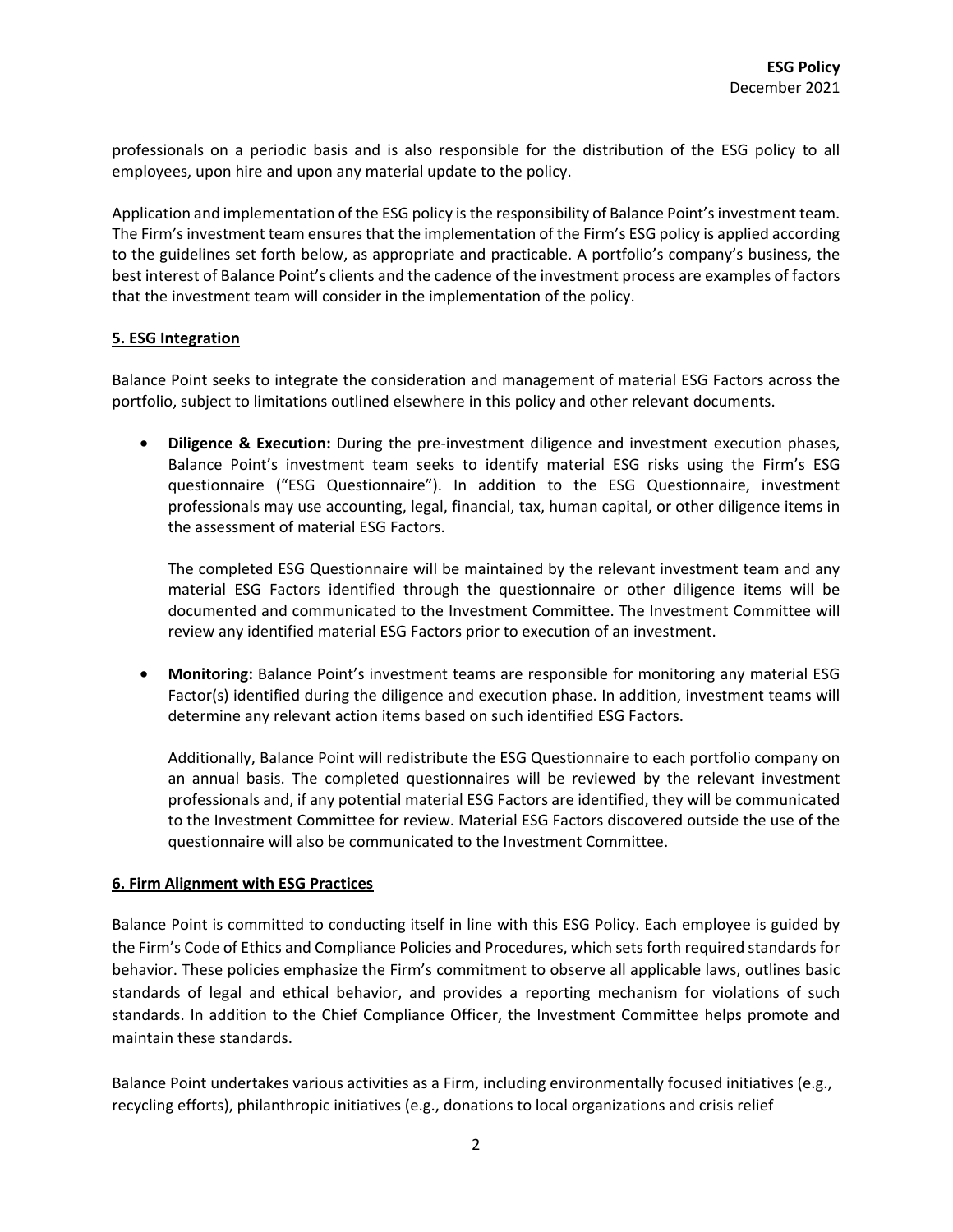professionals on a periodic basis and is also responsible for the distribution of the ESG policy to all employees, upon hire and upon any material update to the policy.

Application and implementation of the ESG policy is the responsibility of Balance Point's investment team. The Firm's investment team ensures that the implementation of the Firm's ESG policy is applied according to the guidelines set forth below, as appropriate and practicable. A portfolio's company's business, the best interest of Balance Point's clients and the cadence of the investment process are examples of factors that the investment team will consider in the implementation of the policy.

## 5. ESG Integration

Balance Point seeks to integrate the consideration and management of material ESG Factors across the portfolio, subject to limitations outlined elsewhere in this policy and other relevant documents.

- **Diligence & Execution:** During the pre-investment diligence and investment execution phases, Balance Point's investment team seeks to identify material ESG risks using the Firm's ESG questionnaire ("ESG Questionnaire"). In addition to the ESG Questionnaire, investment professionals may use accounting, legal, financial, tax, human capital, or other diligence items in the assessment of material ESG Factors.

  The completed ESG Questionnaire will be maintained by the relevant investment team and any material ESG Factors identified through the questionnaire or other diligence items will be documented and communicated to the Investment Committee. The Investment Committee will review any identified material ESG Factors prior to execution of an investment.

- **Monitoring:** Balance Point's investment teams are responsible for monitoring any material ESG Factor(s) identified during the diligence and execution phase. In addition, investment teams will determine any relevant action items based on such identified ESG Factors.

  Additionally, Balance Point will redistribute the ESG Questionnaire to each portfolio company on an annual basis. The completed questionnaires will be reviewed by the relevant investment professionals and, if any potential material ESG Factors are identified, they will be communicated to the Investment Committee for review. Material ESG Factors discovered outside the use of the questionnaire will also be communicated to the Investment Committee.

## 6. Firm Alignment with ESG Practices

Balance Point is committed to conducting itself in line with this ESG Policy. Each employee is guided by the Firm's Code of Ethics and Compliance Policies and Procedures, which sets forth required standards for behavior. These policies emphasize the Firm's commitment to observe all applicable laws, outlines basic standards of legal and ethical behavior, and provides a reporting mechanism for violations of such standards. In addition to the Chief Compliance Officer, the Investment Committee helps promote and maintain these standards.

Balance Point undertakes various activities as a Firm, including environmentally focused initiatives (e.g., recycling efforts), philanthropic initiatives (e.g., donations to local organizations and crisis relief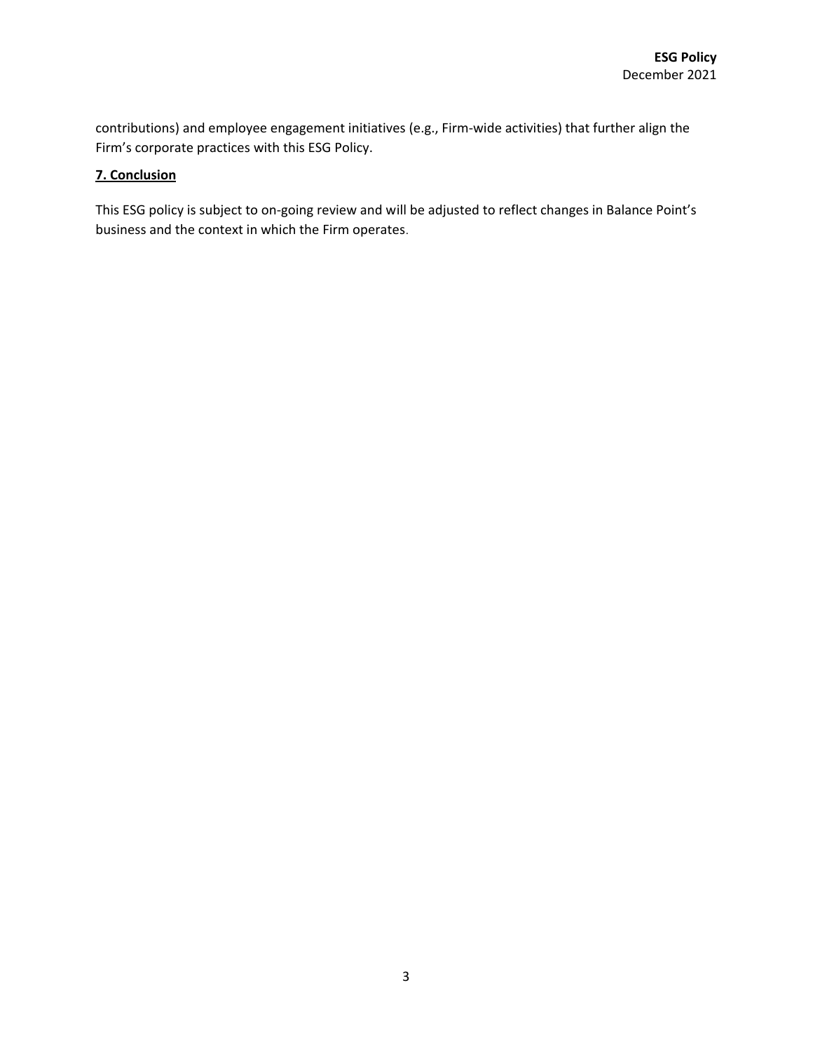contributions) and employee engagement initiatives (e.g., Firm-wide activities) that further align the Firm's corporate practices with this ESG Policy.

## 7. Conclusion

This ESG policy is subject to on-going review and will be adjusted to reflect changes in Balance Point's business and the context in which the Firm operates.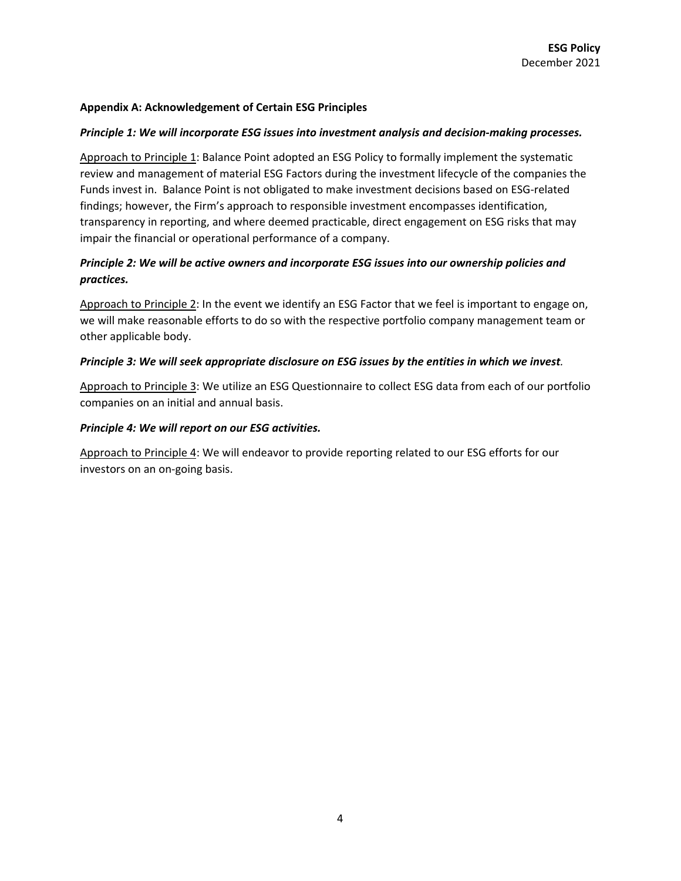## Appendix A: Acknowledgement of Certain ESG Principles

***Principle 1: We will incorporate ESG issues into investment analysis and decision-making processes.***

Approach to Principle 1: Balance Point adopted an ESG Policy to formally implement the systematic review and management of material ESG Factors during the investment lifecycle of the companies the Funds invest in. Balance Point is not obligated to make investment decisions based on ESG-related findings; however, the Firm's approach to responsible investment encompasses identification, transparency in reporting, and where deemed practicable, direct engagement on ESG risks that may impair the financial or operational performance of a company.

***Principle 2: We will be active owners and incorporate ESG issues into our ownership policies and practices.***

Approach to Principle 2: In the event we identify an ESG Factor that we feel is important to engage on, we will make reasonable efforts to do so with the respective portfolio company management team or other applicable body.

***Principle 3: We will seek appropriate disclosure on ESG issues by the entities in which we invest.***

Approach to Principle 3: We utilize an ESG Questionnaire to collect ESG data from each of our portfolio companies on an initial and annual basis.

***Principle 4: We will report on our ESG activities.***

Approach to Principle 4: We will endeavor to provide reporting related to our ESG efforts for our investors on an on-going basis.